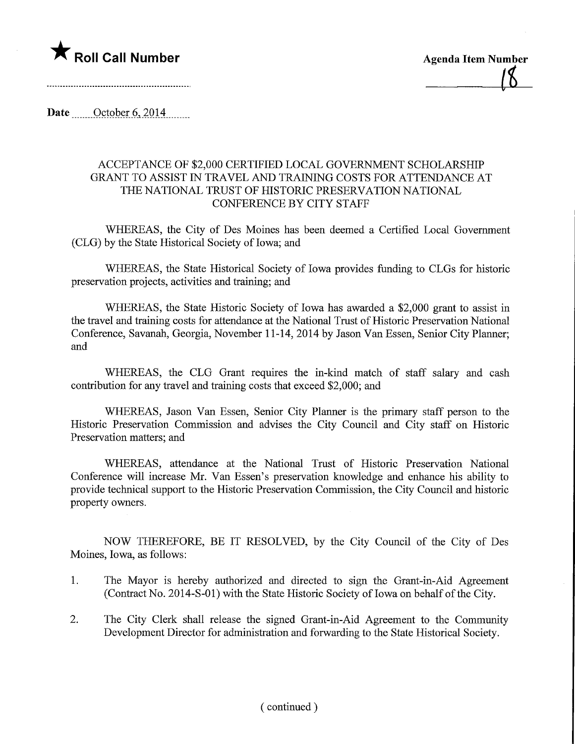★ **Roll Call Number**

**Agenda Item Number**

18

**Date** October 6, 2014

ACCEPTANCE OF $2,000 CERTIFIED LOCAL GOVERNMENT SCHOLARSHIP GRANT TO ASSIST IN TRAVEL AND TRAINING COSTS FOR ATTENDANCE AT THE NATIONAL TRUST OF HISTORIC PRESERVATION NATIONAL CONFERENCE BY CITY STAFF

WHEREAS, the City of Des Moines has been deemed a Certified Local Government (CLG) by the State Historical Society of Iowa; and

WHEREAS, the State Historical Society of Iowa provides funding to CLGs for historic preservation projects, activities and training; and

WHEREAS, the State Historic Society of Iowa has awarded a $2,000 grant to assist in the travel and training costs for attendance at the National Trust of Historic Preservation National Conference, Savanah, Georgia, November 11-14, 2014 by Jason Van Essen, Senior City Planner; and

WHEREAS, the CLG Grant requires the in-kind match of staff salary and cash contribution for any travel and training costs that exceed $2,000; and

WHEREAS, Jason Van Essen, Senior City Planner is the primary staff person to the Historic Preservation Commission and advises the City Council and City staff on Historic Preservation matters; and

WHEREAS, attendance at the National Trust of Historic Preservation National Conference will increase Mr. Van Essen's preservation knowledge and enhance his ability to provide technical support to the Historic Preservation Commission, the City Council and historic property owners.

NOW THEREFORE, BE IT RESOLVED, by the City Council of the City of Des Moines, Iowa, as follows:

1. The Mayor is hereby authorized and directed to sign the Grant-in-Aid Agreement (Contract No. 2014-S-01) with the State Historic Society of Iowa on behalf of the City.

2. The City Clerk shall release the signed Grant-in-Aid Agreement to the Community Development Director for administration and forwarding to the State Historical Society.

( continued )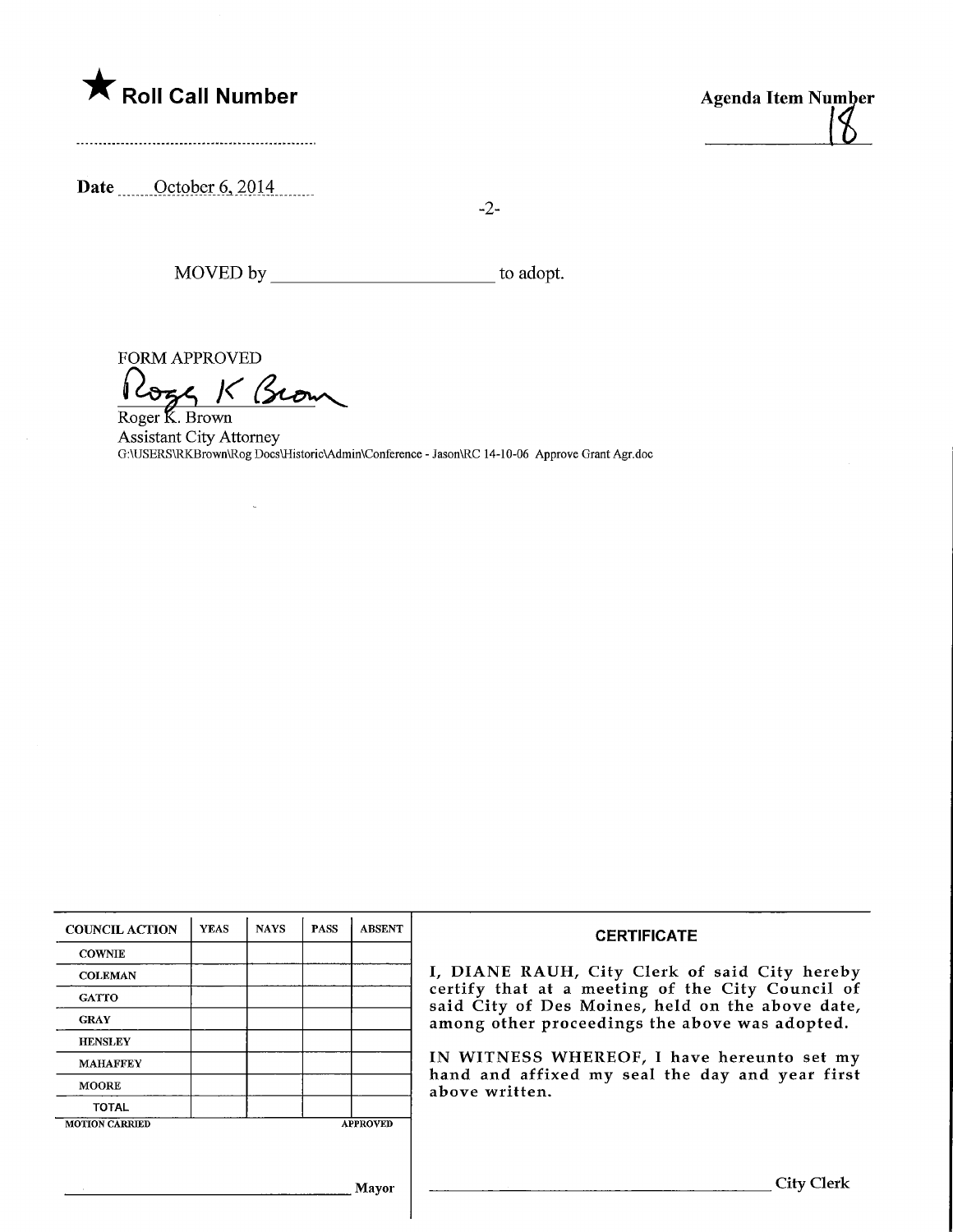★ **Roll Call Number**

**Agenda Item Number** 18

**Date** October 6, 2014

MOVED by ________________________ to adopt.

FORM APPROVED

Roger K. Brown
Assistant City Attorney
G:\USERS\RKBrown\Rog Docs\Historic\Admin\Conference - Jason\RC 14-10-06 Approve Grant Agr.doc

| COUNCIL ACTION | YEAS | NAYS | PASS | ABSENT |
|---|---|---|---|---|
| COWNIE | | | | |
| COLEMAN | | | | |
| GATTO | | | | |
| GRAY | | | | |
| HENSLEY | | | | |
| MAHAFFEY | | | | |
| MOORE | | | | |
| TOTAL | | | | |

MOTION CARRIED APPROVED

________________________ Mayor

**CERTIFICATE**

I, DIANE RAUH, City Clerk of said City hereby certify that at a meeting of the City Council of said City of Des Moines, held on the above date, among other proceedings the above was adopted.

IN WITNESS WHEREOF, I have hereunto set my hand and affixed my seal the day and year first above written.

________________________ City Clerk